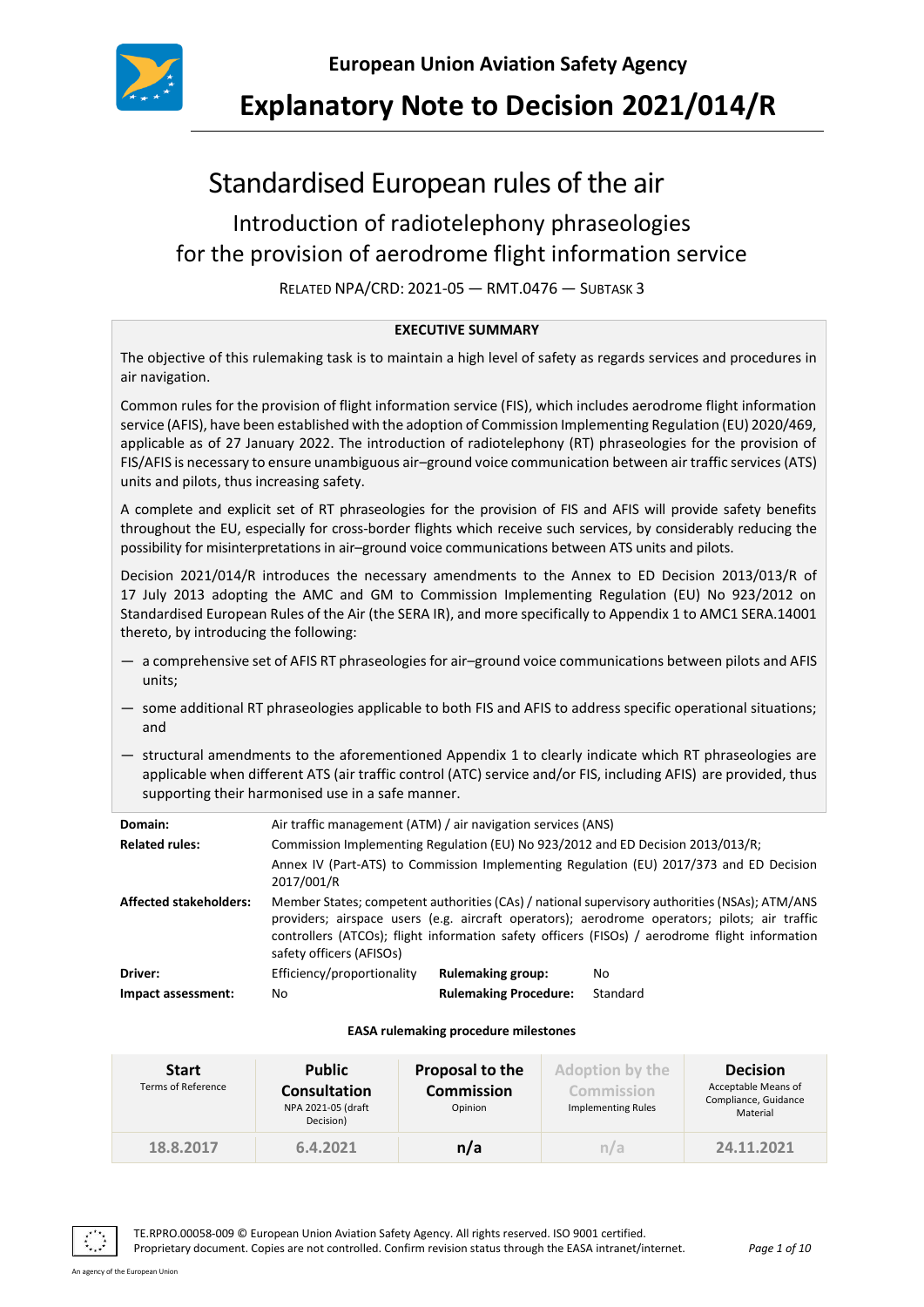European Union Aviation Safety Agency

# Explanatory Note to Decision 2021/014/R

## Standardised European rules of the air

### Introduction of radiotelephony phraseologies for the provision of aerodrome flight information service

RELATED NPA/CRD: 2021-05 — RMT.0476 — SUBTASK 3

**EXECUTIVE SUMMARY**

The objective of this rulemaking task is to maintain a high level of safety as regards services and procedures in air navigation.

Common rules for the provision of flight information service (FIS), which includes aerodrome flight information service (AFIS), have been established with the adoption of Commission Implementing Regulation (EU) 2020/469, applicable as of 27 January 2022. The introduction of radiotelephony (RT) phraseologies for the provision of FIS/AFIS is necessary to ensure unambiguous air–ground voice communication between air traffic services (ATS) units and pilots, thus increasing safety.

A complete and explicit set of RT phraseologies for the provision of FIS and AFIS will provide safety benefits throughout the EU, especially for cross-border flights which receive such services, by considerably reducing the possibility for misinterpretations in air–ground voice communications between ATS units and pilots.

Decision 2021/014/R introduces the necessary amendments to the Annex to ED Decision 2013/013/R of 17 July 2013 adopting the AMC and GM to Commission Implementing Regulation (EU) No 923/2012 on Standardised European Rules of the Air (the SERA IR), and more specifically to Appendix 1 to AMC1 SERA.14001 thereto, by introducing the following:

- a comprehensive set of AFIS RT phraseologies for air–ground voice communications between pilots and AFIS units;
- some additional RT phraseologies applicable to both FIS and AFIS to address specific operational situations; and
- structural amendments to the aforementioned Appendix 1 to clearly indicate which RT phraseologies are applicable when different ATS (air traffic control (ATC) service and/or FIS, including AFIS) are provided, thus supporting their harmonised use in a safe manner.

| | | | |
|---|---|---|---|
| **Domain:** | Air traffic management (ATM) / air navigation services (ANS) | | |
| **Related rules:** | Commission Implementing Regulation (EU) No 923/2012 and ED Decision 2013/013/R; Annex IV (Part-ATS) to Commission Implementing Regulation (EU) 2017/373 and ED Decision 2017/001/R | | |
| **Affected stakeholders:** | Member States; competent authorities (CAs) / national supervisory authorities (NSAs); ATM/ANS providers; airspace users (e.g. aircraft operators); aerodrome operators; pilots; air traffic controllers (ATCOs); flight information safety officers (FISOs) / aerodrome flight information safety officers (AFISOs) | | |
| **Driver:** | Efficiency/proportionality | **Rulemaking group:** | No |
| **Impact assessment:** | No | **Rulemaking Procedure:** | Standard |

**EASA rulemaking procedure milestones**

| **Start** Terms of Reference | **Public Consultation** NPA 2021-05 (draft Decision) | **Proposal to the Commission** Opinion | **Adoption by the Commission** Implementing Rules | **Decision** Acceptable Means of Compliance, Guidance Material |
|---|---|---|---|---|
| 18.8.2017 | 6.4.2021 | n/a | n/a | 24.11.2021 |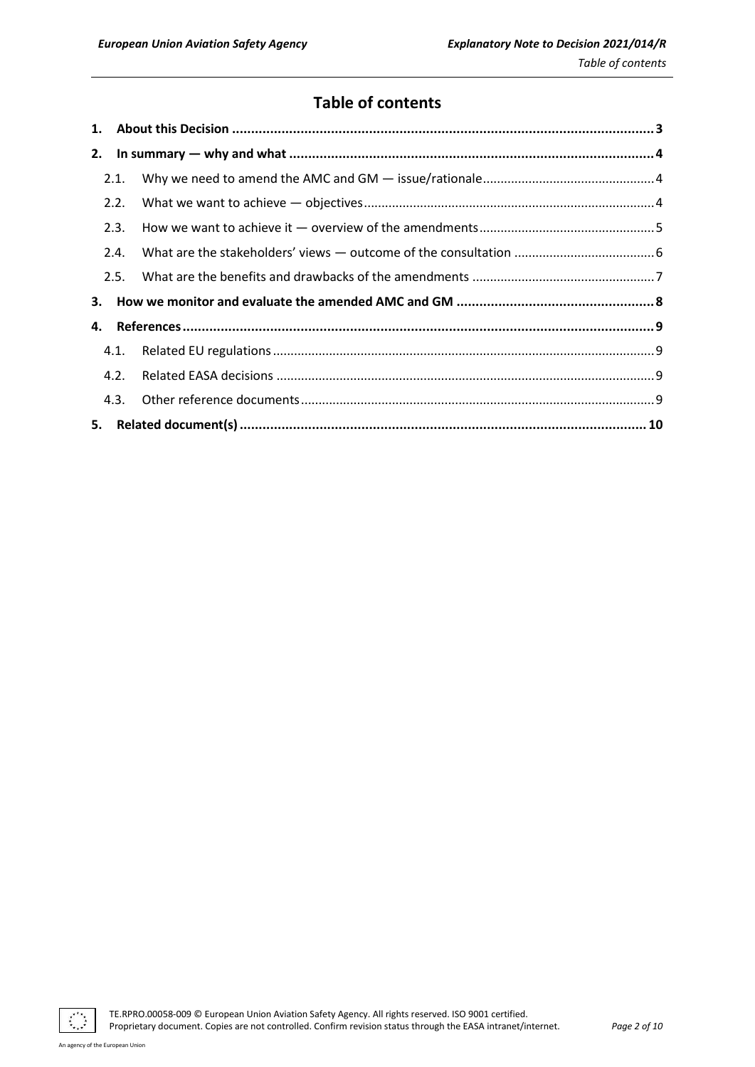# Table of contents

1. **About this Decision** ..... 3
2. **In summary — why and what** ..... 4
   - 2.1. Why we need to amend the AMC and GM — issue/rationale ..... 4
   - 2.2. What we want to achieve — objectives ..... 4
   - 2.3. How we want to achieve it — overview of the amendments ..... 5
   - 2.4. What are the stakeholders' views — outcome of the consultation ..... 6
   - 2.5. What are the benefits and drawbacks of the amendments ..... 7
3. **How we monitor and evaluate the amended AMC and GM** ..... 8
4. **References** ..... 9
   - 4.1. Related EU regulations ..... 9
   - 4.2. Related EASA decisions ..... 9
   - 4.3. Other reference documents ..... 9
5. **Related document(s)** ..... 10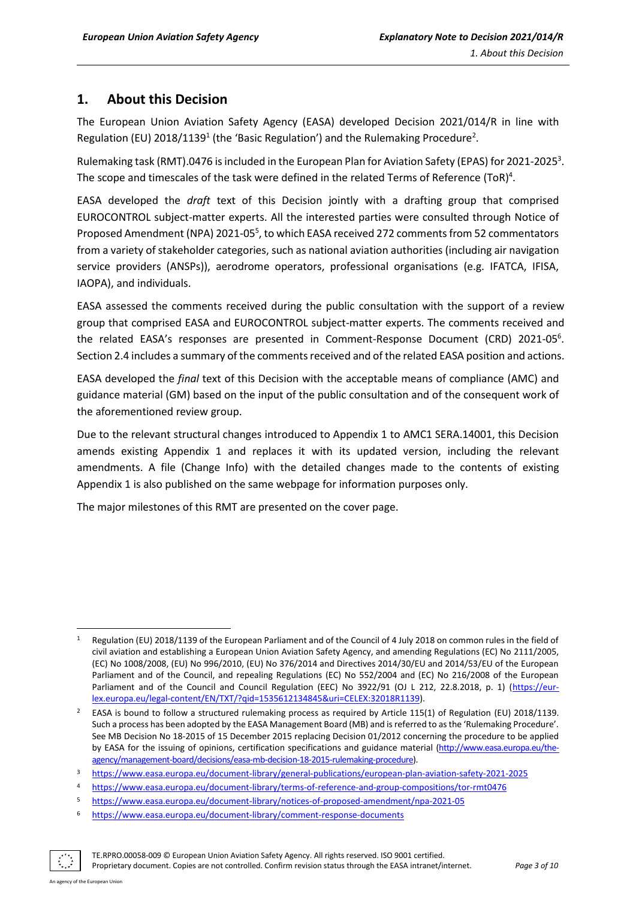## 1. About this Decision

The European Union Aviation Safety Agency (EASA) developed Decision 2021/014/R in line with Regulation (EU) 2018/1139[1] (the 'Basic Regulation') and the Rulemaking Procedure[2].

Rulemaking task (RMT).0476 is included in the European Plan for Aviation Safety (EPAS) for 2021-2025[3]. The scope and timescales of the task were defined in the related Terms of Reference (ToR)[4].

EASA developed the *draft* text of this Decision jointly with a drafting group that comprised EUROCONTROL subject-matter experts. All the interested parties were consulted through Notice of Proposed Amendment (NPA) 2021-05[5], to which EASA received 272 comments from 52 commentators from a variety of stakeholder categories, such as national aviation authorities (including air navigation service providers (ANSPs)), aerodrome operators, professional organisations (e.g. IFATCA, IFISA, IAOPA), and individuals.

EASA assessed the comments received during the public consultation with the support of a review group that comprised EASA and EUROCONTROL subject-matter experts. The comments received and the related EASA's responses are presented in Comment-Response Document (CRD) 2021-05[6]. Section 2.4 includes a summary of the comments received and of the related EASA position and actions.

EASA developed the *final* text of this Decision with the acceptable means of compliance (AMC) and guidance material (GM) based on the input of the public consultation and of the consequent work of the aforementioned review group.

Due to the relevant structural changes introduced to Appendix 1 to AMC1 SERA.14001, this Decision amends existing Appendix 1 and replaces it with its updated version, including the relevant amendments. A file (Change Info) with the detailed changes made to the contents of existing Appendix 1 is also published on the same webpage for information purposes only.

The major milestones of this RMT are presented on the cover page.

---

[1] Regulation (EU) 2018/1139 of the European Parliament and of the Council of 4 July 2018 on common rules in the field of civil aviation and establishing a European Union Aviation Safety Agency, and amending Regulations (EC) No 2111/2005, (EC) No 1008/2008, (EU) No 996/2010, (EU) No 376/2014 and Directives 2014/30/EU and 2014/53/EU of the European Parliament and of the Council, and repealing Regulations (EC) No 552/2004 and (EC) No 216/2008 of the European Parliament and of the Council and Council Regulation (EEC) No 3922/91 (OJ L 212, 22.8.2018, p. 1) (https://eur-lex.europa.eu/legal-content/EN/TXT/?qid=1535612134845&uri=CELEX:32018R1139).

[2] EASA is bound to follow a structured rulemaking process as required by Article 115(1) of Regulation (EU) 2018/1139. Such a process has been adopted by the EASA Management Board (MB) and is referred to as the 'Rulemaking Procedure'. See MB Decision No 18-2015 of 15 December 2015 replacing Decision 01/2012 concerning the procedure to be applied by EASA for the issuing of opinions, certification specifications and guidance material (http://www.easa.europa.eu/the-agency/management-board/decisions/easa-mb-decision-18-2015-rulemaking-procedure).

[3] https://www.easa.europa.eu/document-library/general-publications/european-plan-aviation-safety-2021-2025

[4] https://www.easa.europa.eu/document-library/terms-of-reference-and-group-compositions/tor-rmt0476

[5] https://www.easa.europa.eu/document-library/notices-of-proposed-amendment/npa-2021-05

[6] https://www.easa.europa.eu/document-library/comment-response-documents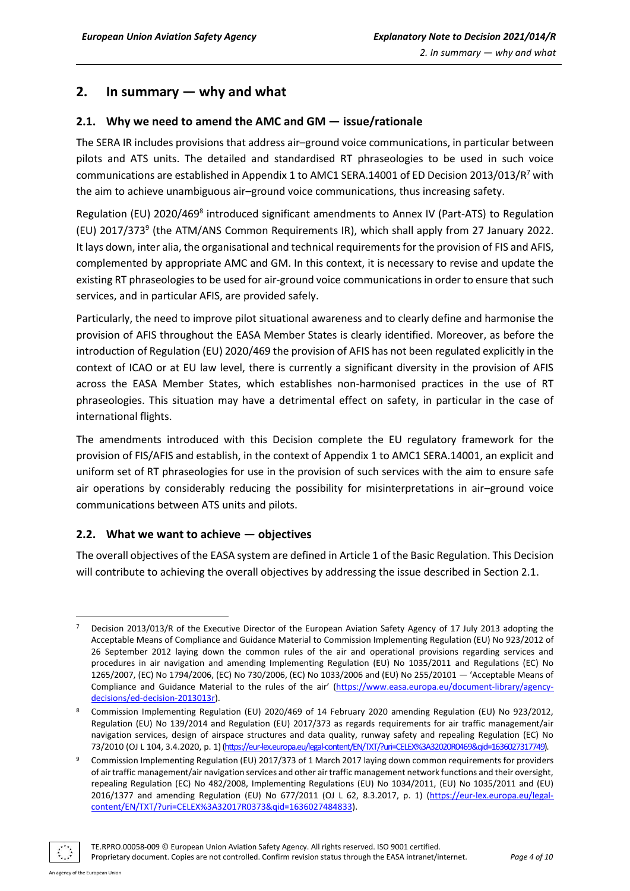## 2. In summary — why and what

### 2.1. Why we need to amend the AMC and GM — issue/rationale

The SERA IR includes provisions that address air–ground voice communications, in particular between pilots and ATS units. The detailed and standardised RT phraseologies to be used in such voice communications are established in Appendix 1 to AMC1 SERA.14001 of ED Decision 2013/013/R[7] with the aim to achieve unambiguous air–ground voice communications, thus increasing safety.

Regulation (EU) 2020/469[8] introduced significant amendments to Annex IV (Part-ATS) to Regulation (EU) 2017/373[9] (the ATM/ANS Common Requirements IR), which shall apply from 27 January 2022. It lays down, inter alia, the organisational and technical requirements for the provision of FIS and AFIS, complemented by appropriate AMC and GM. In this context, it is necessary to revise and update the existing RT phraseologies to be used for air-ground voice communications in order to ensure that such services, and in particular AFIS, are provided safely.

Particularly, the need to improve pilot situational awareness and to clearly define and harmonise the provision of AFIS throughout the EASA Member States is clearly identified. Moreover, as before the introduction of Regulation (EU) 2020/469 the provision of AFIS has not been regulated explicitly in the context of ICAO or at EU law level, there is currently a significant diversity in the provision of AFIS across the EASA Member States, which establishes non-harmonised practices in the use of RT phraseologies. This situation may have a detrimental effect on safety, in particular in the case of international flights.

The amendments introduced with this Decision complete the EU regulatory framework for the provision of FIS/AFIS and establish, in the context of Appendix 1 to AMC1 SERA.14001, an explicit and uniform set of RT phraseologies for use in the provision of such services with the aim to ensure safe air operations by considerably reducing the possibility for misinterpretations in air–ground voice communications between ATS units and pilots.

### 2.2. What we want to achieve — objectives

The overall objectives of the EASA system are defined in Article 1 of the Basic Regulation. This Decision will contribute to achieving the overall objectives by addressing the issue described in Section 2.1.

---

[7] Decision 2013/013/R of the Executive Director of the European Aviation Safety Agency of 17 July 2013 adopting the Acceptable Means of Compliance and Guidance Material to Commission Implementing Regulation (EU) No 923/2012 of 26 September 2012 laying down the common rules of the air and operational provisions regarding services and procedures in air navigation and amending Implementing Regulation (EU) No 1035/2011 and Regulations (EC) No 1265/2007, (EC) No 1794/2006, (EC) No 730/2006, (EC) No 1033/2006 and (EU) No 255/20101 — 'Acceptable Means of Compliance and Guidance Material to the rules of the air' (https://www.easa.europa.eu/document-library/agency-decisions/ed-decision-2013013r).

[8] Commission Implementing Regulation (EU) 2020/469 of 14 February 2020 amending Regulation (EU) No 923/2012, Regulation (EU) No 139/2014 and Regulation (EU) 2017/373 as regards requirements for air traffic management/air navigation services, design of airspace structures and data quality, runway safety and repealing Regulation (EC) No 73/2010 (OJ L 104, 3.4.2020, p. 1) (https://eur-lex.europa.eu/legal-content/EN/TXT/?uri=CELEX%3A32020R0469&qid=1636027317749).

[9] Commission Implementing Regulation (EU) 2017/373 of 1 March 2017 laying down common requirements for providers of air traffic management/air navigation services and other air traffic management network functions and their oversight, repealing Regulation (EC) No 482/2008, Implementing Regulations (EU) No 1034/2011, (EU) No 1035/2011 and (EU) 2016/1377 and amending Regulation (EU) No 677/2011 (OJ L 62, 8.3.2017, p. 1) (https://eur-lex.europa.eu/legal-content/EN/TXT/?uri=CELEX%3A32017R0373&qid=1636027484833).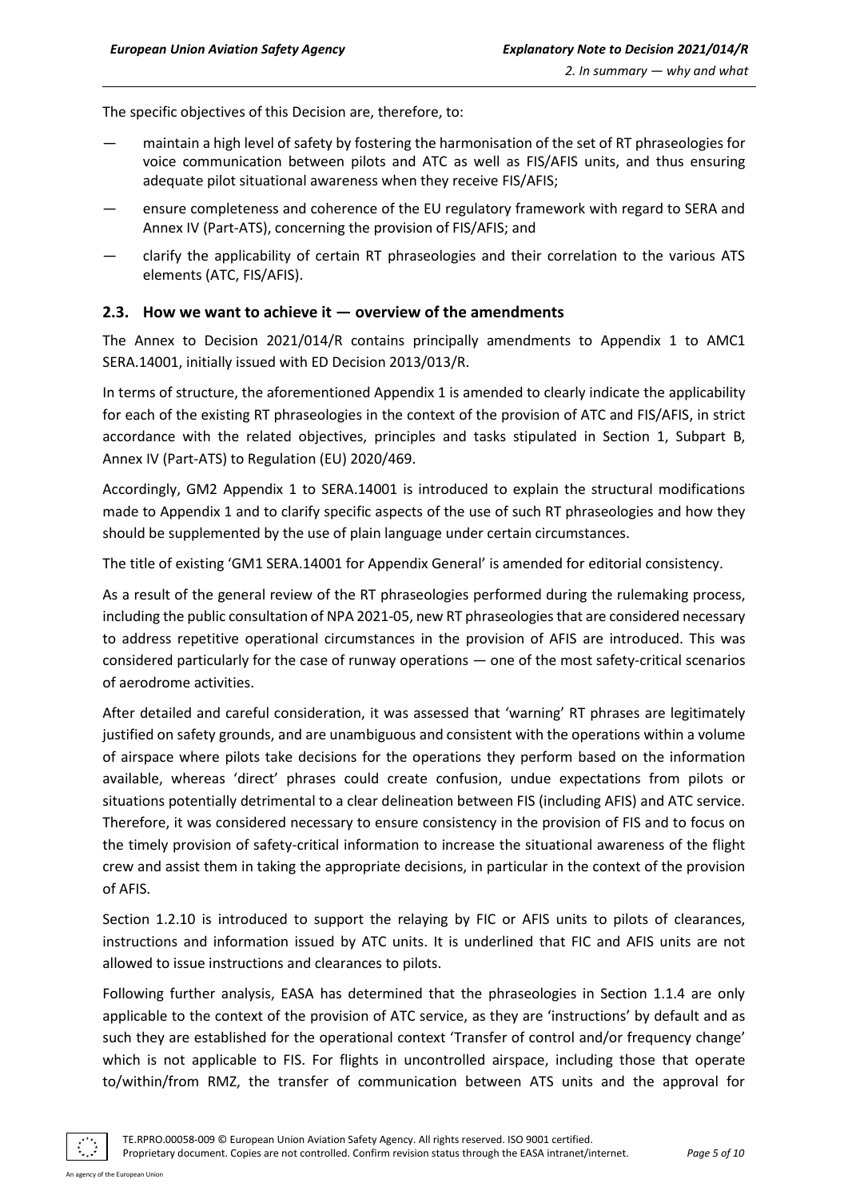The specific objectives of this Decision are, therefore, to:

- maintain a high level of safety by fostering the harmonisation of the set of RT phraseologies for voice communication between pilots and ATC as well as FIS/AFIS units, and thus ensuring adequate pilot situational awareness when they receive FIS/AFIS;
- ensure completeness and coherence of the EU regulatory framework with regard to SERA and Annex IV (Part-ATS), concerning the provision of FIS/AFIS; and
- clarify the applicability of certain RT phraseologies and their correlation to the various ATS elements (ATC, FIS/AFIS).

## 2.3. How we want to achieve it — overview of the amendments

The Annex to Decision 2021/014/R contains principally amendments to Appendix 1 to AMC1 SERA.14001, initially issued with ED Decision 2013/013/R.

In terms of structure, the aforementioned Appendix 1 is amended to clearly indicate the applicability for each of the existing RT phraseologies in the context of the provision of ATC and FIS/AFIS, in strict accordance with the related objectives, principles and tasks stipulated in Section 1, Subpart B, Annex IV (Part-ATS) to Regulation (EU) 2020/469.

Accordingly, GM2 Appendix 1 to SERA.14001 is introduced to explain the structural modifications made to Appendix 1 and to clarify specific aspects of the use of such RT phraseologies and how they should be supplemented by the use of plain language under certain circumstances.

The title of existing 'GM1 SERA.14001 for Appendix General' is amended for editorial consistency.

As a result of the general review of the RT phraseologies performed during the rulemaking process, including the public consultation of NPA 2021-05, new RT phraseologies that are considered necessary to address repetitive operational circumstances in the provision of AFIS are introduced. This was considered particularly for the case of runway operations — one of the most safety-critical scenarios of aerodrome activities.

After detailed and careful consideration, it was assessed that 'warning' RT phrases are legitimately justified on safety grounds, and are unambiguous and consistent with the operations within a volume of airspace where pilots take decisions for the operations they perform based on the information available, whereas 'direct' phrases could create confusion, undue expectations from pilots or situations potentially detrimental to a clear delineation between FIS (including AFIS) and ATC service. Therefore, it was considered necessary to ensure consistency in the provision of FIS and to focus on the timely provision of safety-critical information to increase the situational awareness of the flight crew and assist them in taking the appropriate decisions, in particular in the context of the provision of AFIS.

Section 1.2.10 is introduced to support the relaying by FIC or AFIS units to pilots of clearances, instructions and information issued by ATC units. It is underlined that FIC and AFIS units are not allowed to issue instructions and clearances to pilots.

Following further analysis, EASA has determined that the phraseologies in Section 1.1.4 are only applicable to the context of the provision of ATC service, as they are 'instructions' by default and as such they are established for the operational context 'Transfer of control and/or frequency change' which is not applicable to FIS. For flights in uncontrolled airspace, including those that operate to/within/from RMZ, the transfer of communication between ATS units and the approval for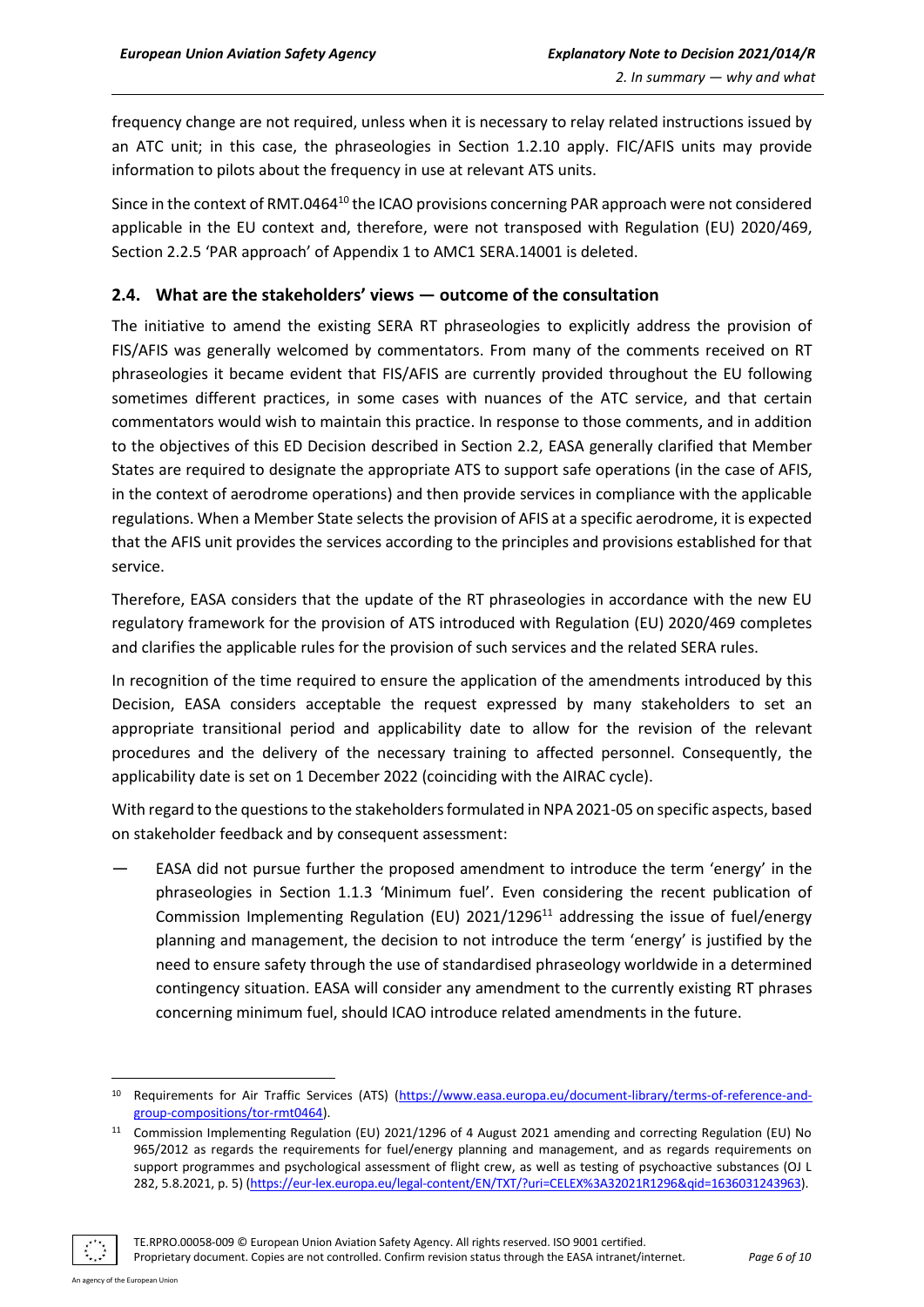frequency change are not required, unless when it is necessary to relay related instructions issued by an ATC unit; in this case, the phraseologies in Section 1.2.10 apply. FIC/AFIS units may provide information to pilots about the frequency in use at relevant ATS units.

Since in the context of RMT.0464[10] the ICAO provisions concerning PAR approach were not considered applicable in the EU context and, therefore, were not transposed with Regulation (EU) 2020/469, Section 2.2.5 'PAR approach' of Appendix 1 to AMC1 SERA.14001 is deleted.

## 2.4. What are the stakeholders' views — outcome of the consultation

The initiative to amend the existing SERA RT phraseologies to explicitly address the provision of FIS/AFIS was generally welcomed by commentators. From many of the comments received on RT phraseologies it became evident that FIS/AFIS are currently provided throughout the EU following sometimes different practices, in some cases with nuances of the ATC service, and that certain commentators would wish to maintain this practice. In response to those comments, and in addition to the objectives of this ED Decision described in Section 2.2, EASA generally clarified that Member States are required to designate the appropriate ATS to support safe operations (in the case of AFIS, in the context of aerodrome operations) and then provide services in compliance with the applicable regulations. When a Member State selects the provision of AFIS at a specific aerodrome, it is expected that the AFIS unit provides the services according to the principles and provisions established for that service.

Therefore, EASA considers that the update of the RT phraseologies in accordance with the new EU regulatory framework for the provision of ATS introduced with Regulation (EU) 2020/469 completes and clarifies the applicable rules for the provision of such services and the related SERA rules.

In recognition of the time required to ensure the application of the amendments introduced by this Decision, EASA considers acceptable the request expressed by many stakeholders to set an appropriate transitional period and applicability date to allow for the revision of the relevant procedures and the delivery of the necessary training to affected personnel. Consequently, the applicability date is set on 1 December 2022 (coinciding with the AIRAC cycle).

With regard to the questions to the stakeholders formulated in NPA 2021-05 on specific aspects, based on stakeholder feedback and by consequent assessment:

— EASA did not pursue further the proposed amendment to introduce the term 'energy' in the phraseologies in Section 1.1.3 'Minimum fuel'. Even considering the recent publication of Commission Implementing Regulation (EU) 2021/1296[11] addressing the issue of fuel/energy planning and management, the decision to not introduce the term 'energy' is justified by the need to ensure safety through the use of standardised phraseology worldwide in a determined contingency situation. EASA will consider any amendment to the currently existing RT phrases concerning minimum fuel, should ICAO introduce related amendments in the future.

---

[10] Requirements for Air Traffic Services (ATS) (https://www.easa.europa.eu/document-library/terms-of-reference-and-group-compositions/tor-rmt0464).

[11] Commission Implementing Regulation (EU) 2021/1296 of 4 August 2021 amending and correcting Regulation (EU) No 965/2012 as regards the requirements for fuel/energy planning and management, and as regards requirements on support programmes and psychological assessment of flight crew, as well as testing of psychoactive substances (OJ L 282, 5.8.2021, p. 5) (https://eur-lex.europa.eu/legal-content/EN/TXT/?uri=CELEX%3A32021R1296&qid=1636031243963).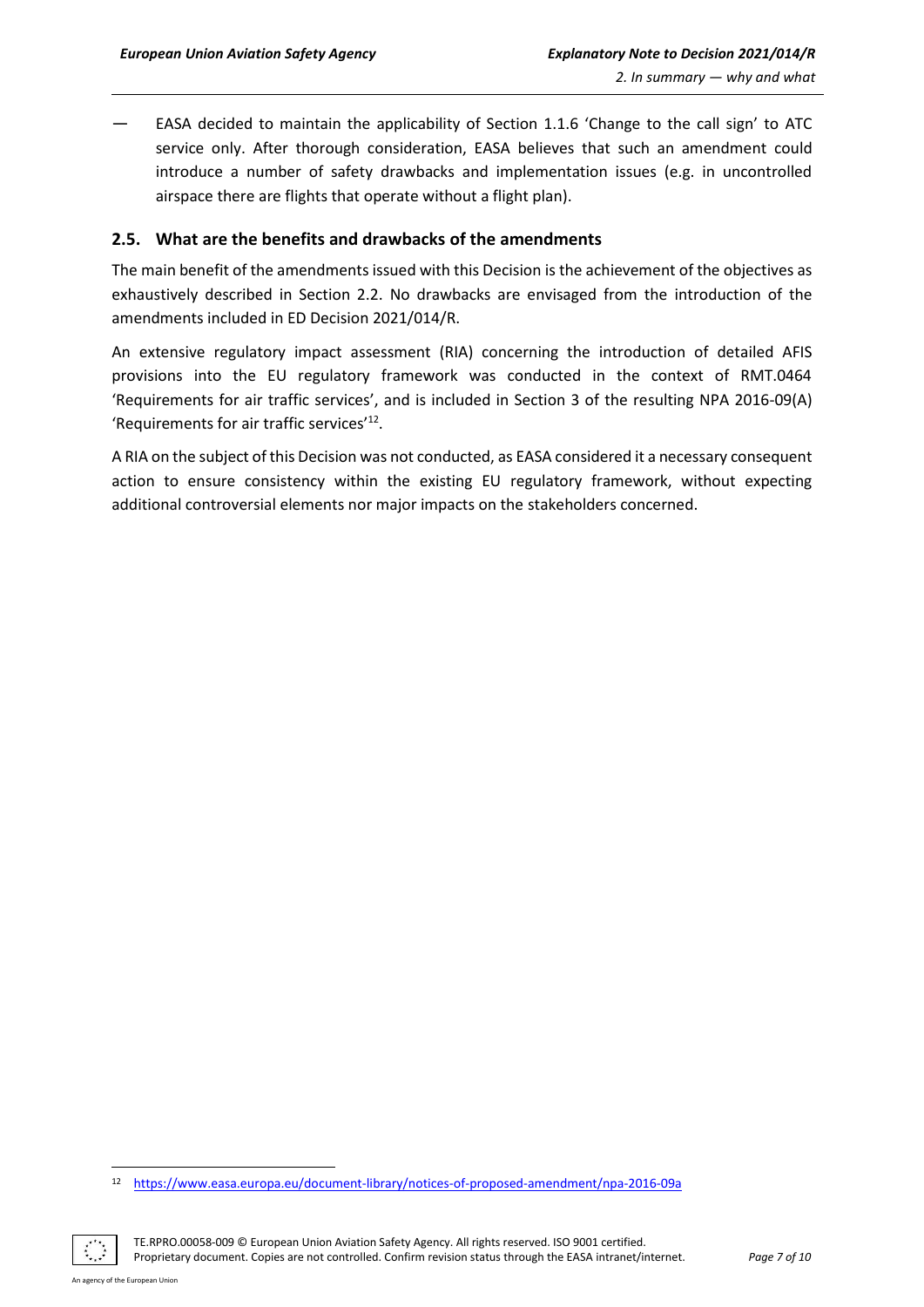— EASA decided to maintain the applicability of Section 1.1.6 'Change to the call sign' to ATC service only. After thorough consideration, EASA believes that such an amendment could introduce a number of safety drawbacks and implementation issues (e.g. in uncontrolled airspace there are flights that operate without a flight plan).

## 2.5. What are the benefits and drawbacks of the amendments

The main benefit of the amendments issued with this Decision is the achievement of the objectives as exhaustively described in Section 2.2. No drawbacks are envisaged from the introduction of the amendments included in ED Decision 2021/014/R.

An extensive regulatory impact assessment (RIA) concerning the introduction of detailed AFIS provisions into the EU regulatory framework was conducted in the context of RMT.0464 'Requirements for air traffic services', and is included in Section 3 of the resulting NPA 2016-09(A) 'Requirements for air traffic services'[12].

A RIA on the subject of this Decision was not conducted, as EASA considered it a necessary consequent action to ensure consistency within the existing EU regulatory framework, without expecting additional controversial elements nor major impacts on the stakeholders concerned.

---

[12] https://www.easa.europa.eu/document-library/notices-of-proposed-amendment/npa-2016-09a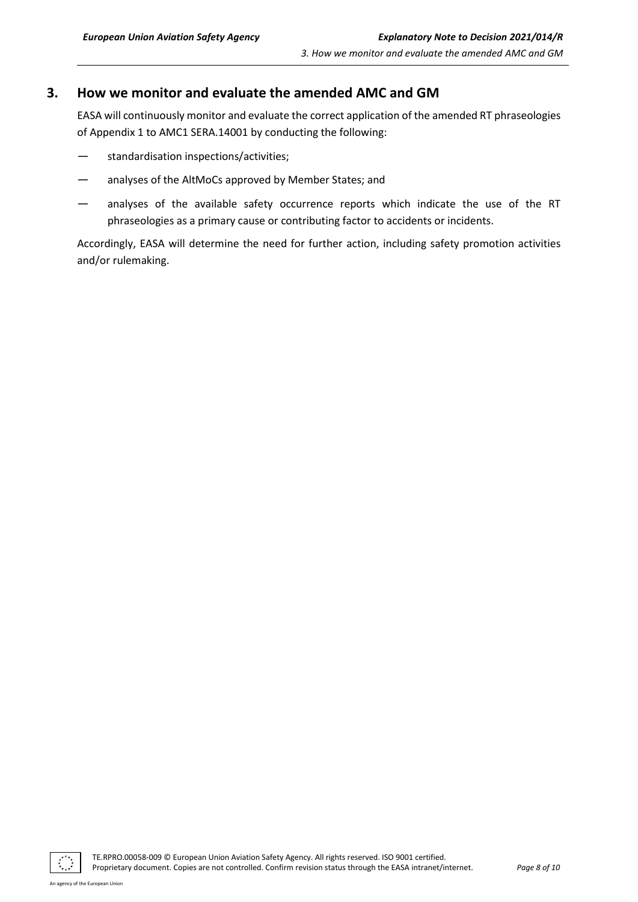## 3. How we monitor and evaluate the amended AMC and GM

EASA will continuously monitor and evaluate the correct application of the amended RT phraseologies of Appendix 1 to AMC1 SERA.14001 by conducting the following:

- standardisation inspections/activities;
- analyses of the AltMoCs approved by Member States; and
- analyses of the available safety occurrence reports which indicate the use of the RT phraseologies as a primary cause or contributing factor to accidents or incidents.

Accordingly, EASA will determine the need for further action, including safety promotion activities and/or rulemaking.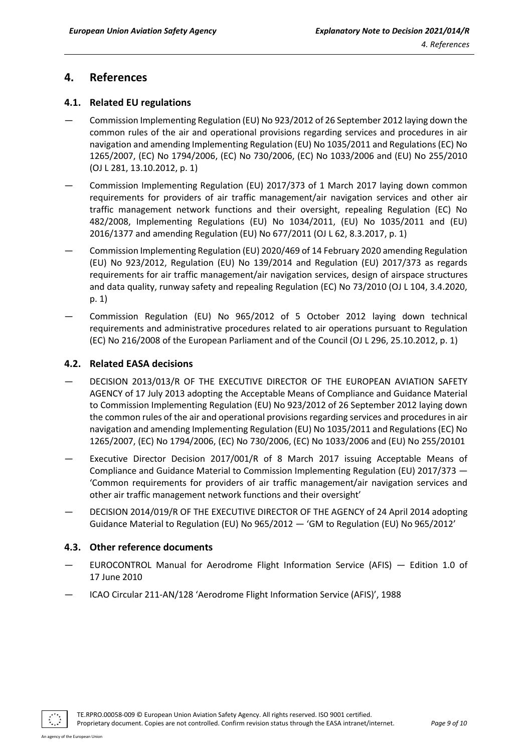# 4. References

## 4.1. Related EU regulations

- Commission Implementing Regulation (EU) No 923/2012 of 26 September 2012 laying down the common rules of the air and operational provisions regarding services and procedures in air navigation and amending Implementing Regulation (EU) No 1035/2011 and Regulations (EC) No 1265/2007, (EC) No 1794/2006, (EC) No 730/2006, (EC) No 1033/2006 and (EU) No 255/2010 (OJ L 281, 13.10.2012, p. 1)
- Commission Implementing Regulation (EU) 2017/373 of 1 March 2017 laying down common requirements for providers of air traffic management/air navigation services and other air traffic management network functions and their oversight, repealing Regulation (EC) No 482/2008, Implementing Regulations (EU) No 1034/2011, (EU) No 1035/2011 and (EU) 2016/1377 and amending Regulation (EU) No 677/2011 (OJ L 62, 8.3.2017, p. 1)
- Commission Implementing Regulation (EU) 2020/469 of 14 February 2020 amending Regulation (EU) No 923/2012, Regulation (EU) No 139/2014 and Regulation (EU) 2017/373 as regards requirements for air traffic management/air navigation services, design of airspace structures and data quality, runway safety and repealing Regulation (EC) No 73/2010 (OJ L 104, 3.4.2020, p. 1)
- Commission Regulation (EU) No 965/2012 of 5 October 2012 laying down technical requirements and administrative procedures related to air operations pursuant to Regulation (EC) No 216/2008 of the European Parliament and of the Council (OJ L 296, 25.10.2012, p. 1)

## 4.2. Related EASA decisions

- DECISION 2013/013/R OF THE EXECUTIVE DIRECTOR OF THE EUROPEAN AVIATION SAFETY AGENCY of 17 July 2013 adopting the Acceptable Means of Compliance and Guidance Material to Commission Implementing Regulation (EU) No 923/2012 of 26 September 2012 laying down the common rules of the air and operational provisions regarding services and procedures in air navigation and amending Implementing Regulation (EU) No 1035/2011 and Regulations (EC) No 1265/2007, (EC) No 1794/2006, (EC) No 730/2006, (EC) No 1033/2006 and (EU) No 255/20101
- Executive Director Decision 2017/001/R of 8 March 2017 issuing Acceptable Means of Compliance and Guidance Material to Commission Implementing Regulation (EU) 2017/373 — 'Common requirements for providers of air traffic management/air navigation services and other air traffic management network functions and their oversight'
- DECISION 2014/019/R OF THE EXECUTIVE DIRECTOR OF THE AGENCY of 24 April 2014 adopting Guidance Material to Regulation (EU) No 965/2012 — 'GM to Regulation (EU) No 965/2012'

## 4.3. Other reference documents

- EUROCONTROL Manual for Aerodrome Flight Information Service (AFIS) — Edition 1.0 of 17 June 2010
- ICAO Circular 211-AN/128 'Aerodrome Flight Information Service (AFIS)', 1988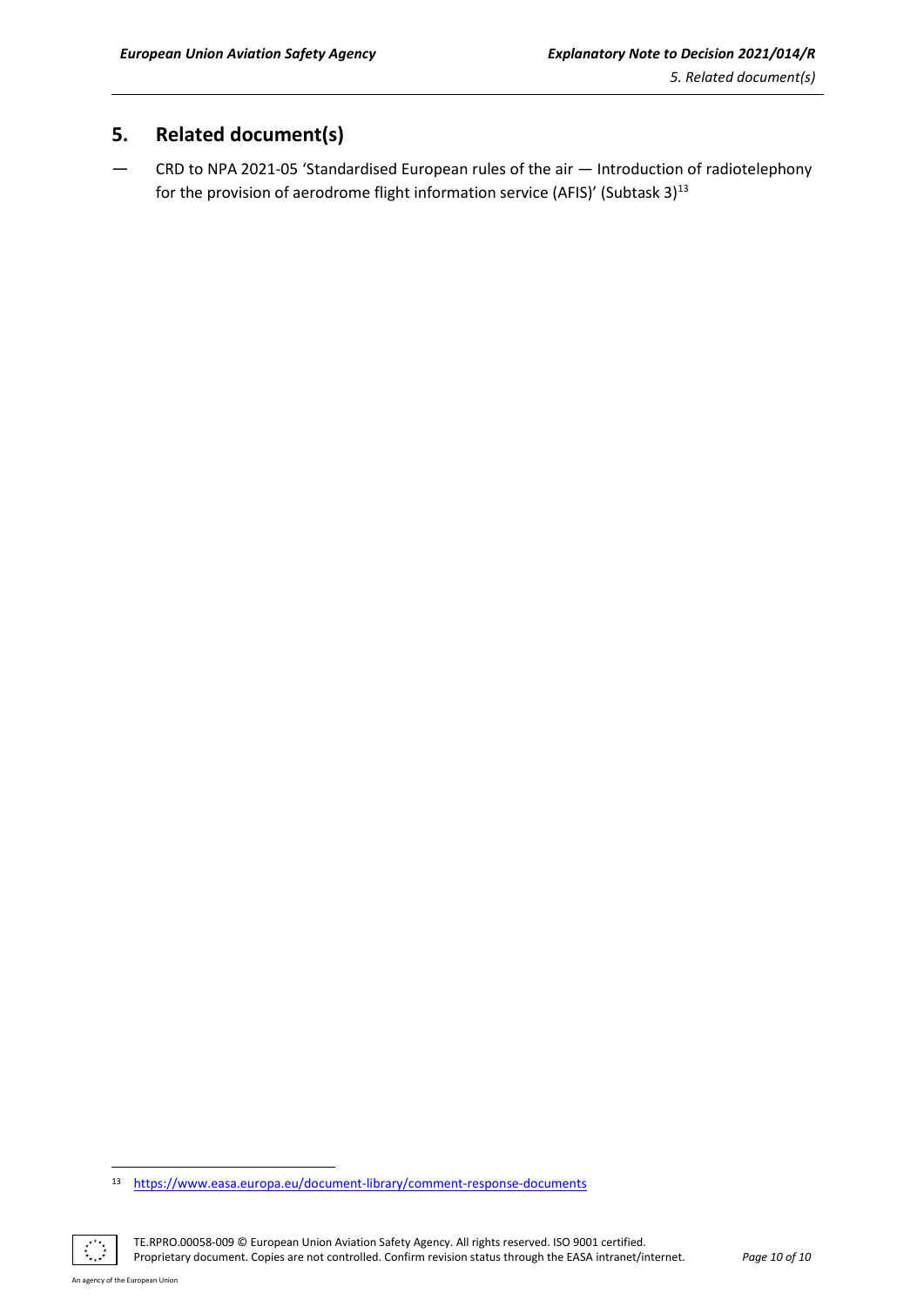## 5. Related document(s)

— CRD to NPA 2021-05 'Standardised European rules of the air — Introduction of radiotelephony for the provision of aerodrome flight information service (AFIS)' (Subtask 3)[13]

[13] https://www.easa.europa.eu/document-library/comment-response-documents